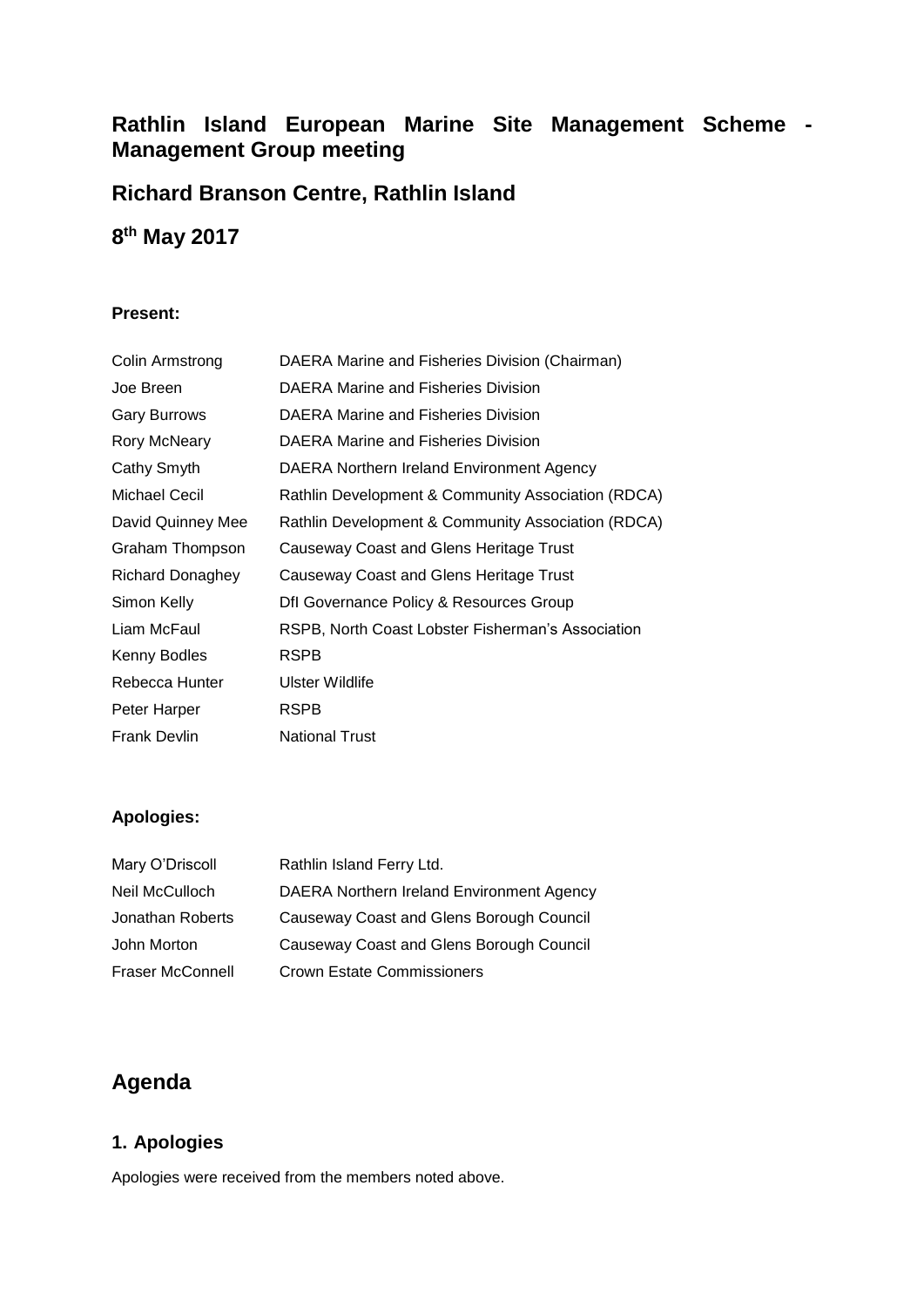# Rathlin Island European Marine Site Management Scheme - Management Group meeting

## Richard Branson Centre, Rathlin Island

## 8th May 2017

**Present:**

| | |
|---|---|
| Colin Armstrong | DAERA Marine and Fisheries Division (Chairman) |
| Joe Breen | DAERA Marine and Fisheries Division |
| Gary Burrows | DAERA Marine and Fisheries Division |
| Rory McNeary | DAERA Marine and Fisheries Division |
| Cathy Smyth | DAERA Northern Ireland Environment Agency |
| Michael Cecil | Rathlin Development & Community Association (RDCA) |
| David Quinney Mee | Rathlin Development & Community Association (RDCA) |
| Graham Thompson | Causeway Coast and Glens Heritage Trust |
| Richard Donaghey | Causeway Coast and Glens Heritage Trust |
| Simon Kelly | DfI Governance Policy & Resources Group |
| Liam McFaul | RSPB, North Coast Lobster Fisherman's Association |
| Kenny Bodles | RSPB |
| Rebecca Hunter | Ulster Wildlife |
| Peter Harper | RSPB |
| Frank Devlin | National Trust |

**Apologies:**

| | |
|---|---|
| Mary O'Driscoll | Rathlin Island Ferry Ltd. |
| Neil McCulloch | DAERA Northern Ireland Environment Agency |
| Jonathan Roberts | Causeway Coast and Glens Borough Council |
| John Morton | Causeway Coast and Glens Borough Council |
| Fraser McConnell | Crown Estate Commissioners |

# Agenda

## 1. Apologies

Apologies were received from the members noted above.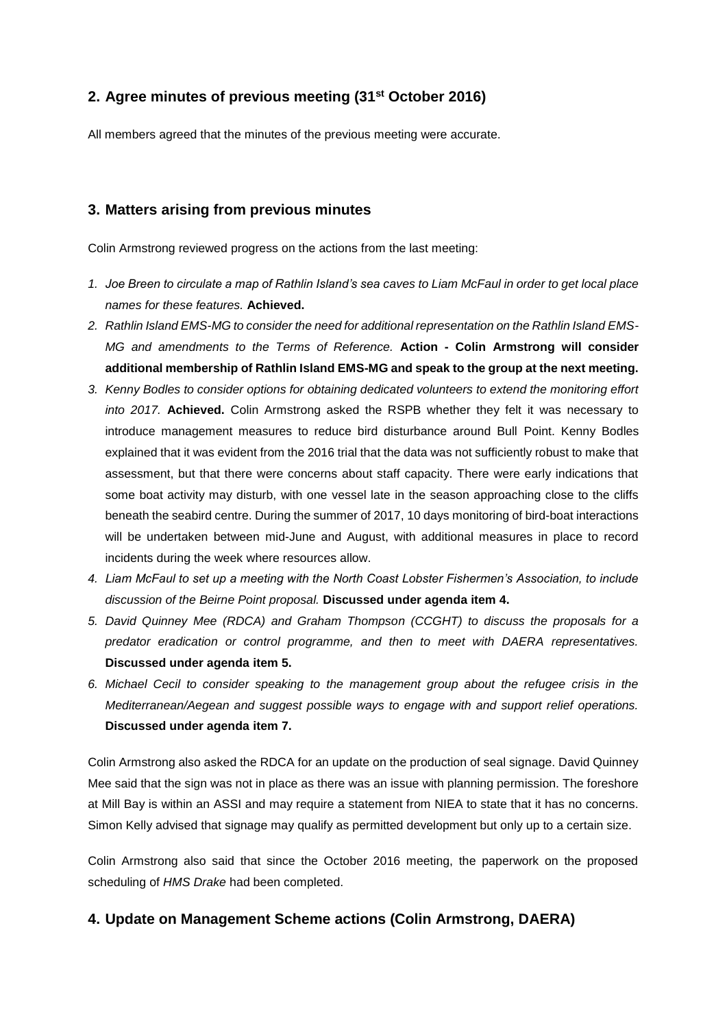## 2. Agree minutes of previous meeting (31st October 2016)

All members agreed that the minutes of the previous meeting were accurate.

## 3. Matters arising from previous minutes

Colin Armstrong reviewed progress on the actions from the last meeting:

1. *Joe Breen to circulate a map of Rathlin Island's sea caves to Liam McFaul in order to get local place names for these features.* **Achieved.**
2. *Rathlin Island EMS-MG to consider the need for additional representation on the Rathlin Island EMS-MG and amendments to the Terms of Reference.* **Action - Colin Armstrong will consider additional membership of Rathlin Island EMS-MG and speak to the group at the next meeting.**
3. *Kenny Bodles to consider options for obtaining dedicated volunteers to extend the monitoring effort into 2017.* **Achieved.** Colin Armstrong asked the RSPB whether they felt it was necessary to introduce management measures to reduce bird disturbance around Bull Point. Kenny Bodles explained that it was evident from the 2016 trial that the data was not sufficiently robust to make that assessment, but that there were concerns about staff capacity. There were early indications that some boat activity may disturb, with one vessel late in the season approaching close to the cliffs beneath the seabird centre. During the summer of 2017, 10 days monitoring of bird-boat interactions will be undertaken between mid-June and August, with additional measures in place to record incidents during the week where resources allow.
4. *Liam McFaul to set up a meeting with the North Coast Lobster Fishermen's Association, to include discussion of the Beirne Point proposal.* **Discussed under agenda item 4.**
5. *David Quinney Mee (RDCA) and Graham Thompson (CCGHT) to discuss the proposals for a predator eradication or control programme, and then to meet with DAERA representatives.* **Discussed under agenda item 5.**
6. *Michael Cecil to consider speaking to the management group about the refugee crisis in the Mediterranean/Aegean and suggest possible ways to engage with and support relief operations.* **Discussed under agenda item 7.**

Colin Armstrong also asked the RDCA for an update on the production of seal signage. David Quinney Mee said that the sign was not in place as there was an issue with planning permission. The foreshore at Mill Bay is within an ASSI and may require a statement from NIEA to state that it has no concerns. Simon Kelly advised that signage may qualify as permitted development but only up to a certain size.

Colin Armstrong also said that since the October 2016 meeting, the paperwork on the proposed scheduling of *HMS Drake* had been completed.

## 4. Update on Management Scheme actions (Colin Armstrong, DAERA)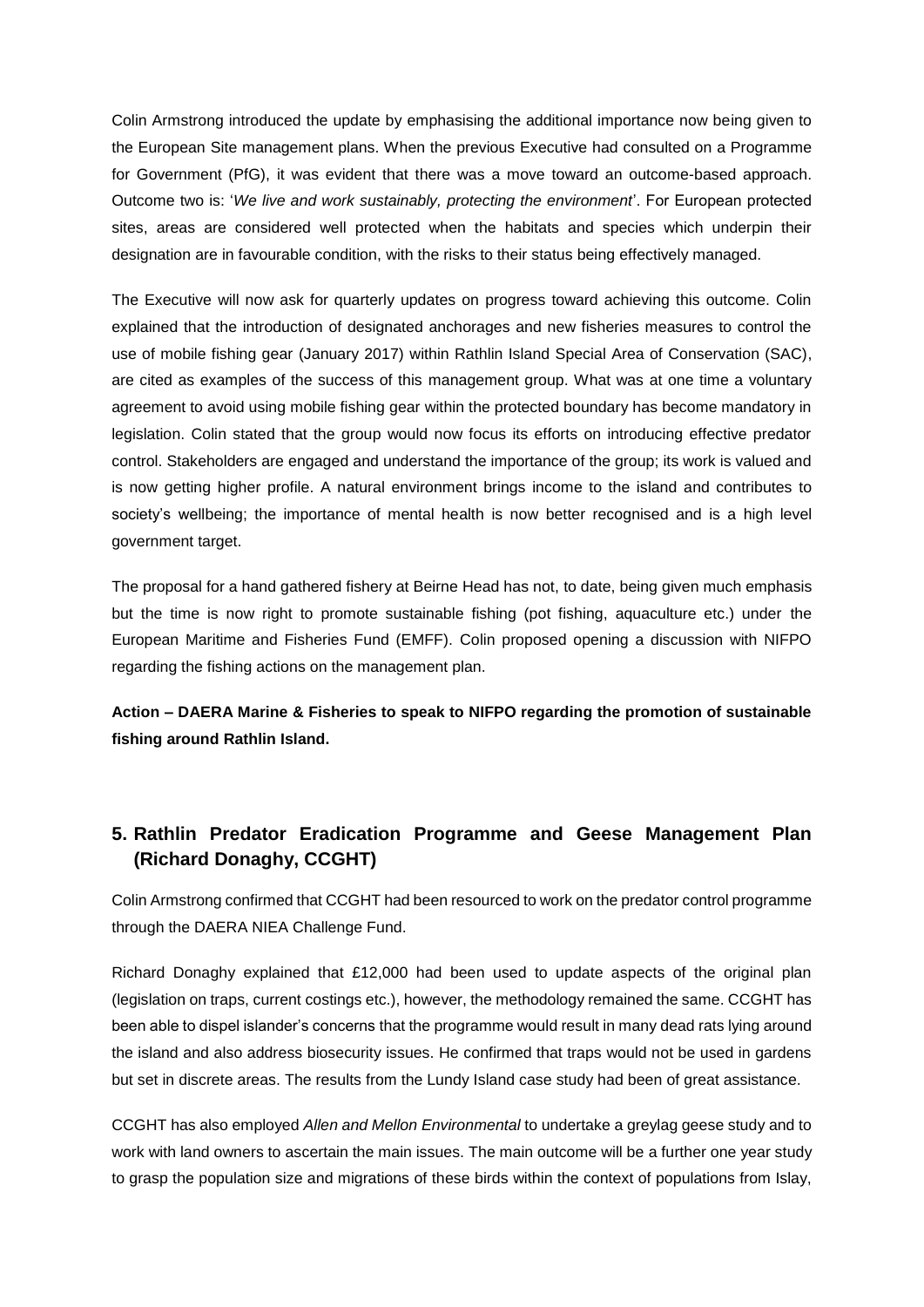Colin Armstrong introduced the update by emphasising the additional importance now being given to the European Site management plans. When the previous Executive had consulted on a Programme for Government (PfG), it was evident that there was a move toward an outcome-based approach. Outcome two is: '*We live and work sustainably, protecting the environment*'. For European protected sites, areas are considered well protected when the habitats and species which underpin their designation are in favourable condition, with the risks to their status being effectively managed.

The Executive will now ask for quarterly updates on progress toward achieving this outcome. Colin explained that the introduction of designated anchorages and new fisheries measures to control the use of mobile fishing gear (January 2017) within Rathlin Island Special Area of Conservation (SAC), are cited as examples of the success of this management group. What was at one time a voluntary agreement to avoid using mobile fishing gear within the protected boundary has become mandatory in legislation. Colin stated that the group would now focus its efforts on introducing effective predator control. Stakeholders are engaged and understand the importance of the group; its work is valued and is now getting higher profile. A natural environment brings income to the island and contributes to society's wellbeing; the importance of mental health is now better recognised and is a high level government target.

The proposal for a hand gathered fishery at Beirne Head has not, to date, being given much emphasis but the time is now right to promote sustainable fishing (pot fishing, aquaculture etc.) under the European Maritime and Fisheries Fund (EMFF). Colin proposed opening a discussion with NIFPO regarding the fishing actions on the management plan.

**Action – DAERA Marine & Fisheries to speak to NIFPO regarding the promotion of sustainable fishing around Rathlin Island.**

## 5. Rathlin Predator Eradication Programme and Geese Management Plan (Richard Donaghy, CCGHT)

Colin Armstrong confirmed that CCGHT had been resourced to work on the predator control programme through the DAERA NIEA Challenge Fund.

Richard Donaghy explained that £12,000 had been used to update aspects of the original plan (legislation on traps, current costings etc.), however, the methodology remained the same. CCGHT has been able to dispel islander's concerns that the programme would result in many dead rats lying around the island and also address biosecurity issues. He confirmed that traps would not be used in gardens but set in discrete areas. The results from the Lundy Island case study had been of great assistance.

CCGHT has also employed *Allen and Mellon Environmental* to undertake a greylag geese study and to work with land owners to ascertain the main issues. The main outcome will be a further one year study to grasp the population size and migrations of these birds within the context of populations from Islay,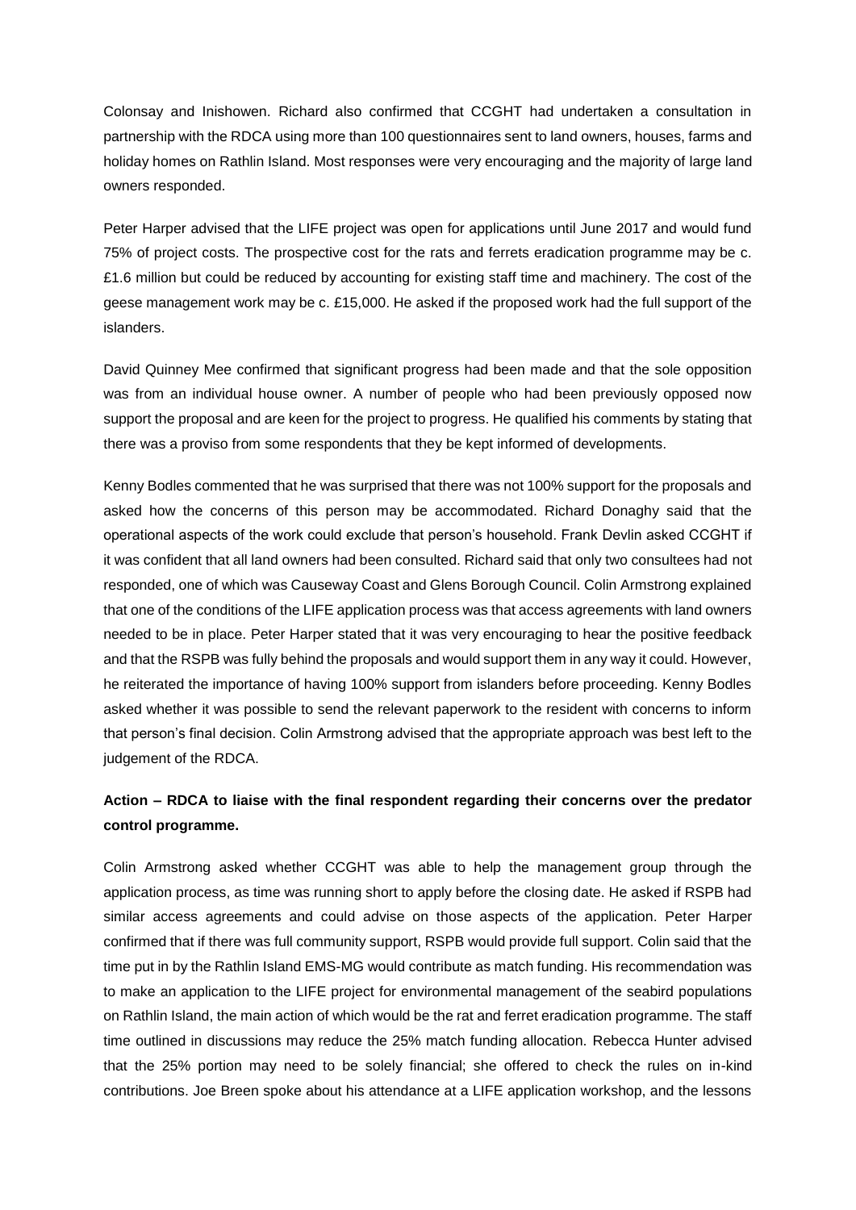Colonsay and Inishowen. Richard also confirmed that CCGHT had undertaken a consultation in partnership with the RDCA using more than 100 questionnaires sent to land owners, houses, farms and holiday homes on Rathlin Island. Most responses were very encouraging and the majority of large land owners responded.

Peter Harper advised that the LIFE project was open for applications until June 2017 and would fund 75% of project costs. The prospective cost for the rats and ferrets eradication programme may be c. £1.6 million but could be reduced by accounting for existing staff time and machinery. The cost of the geese management work may be c. £15,000. He asked if the proposed work had the full support of the islanders.

David Quinney Mee confirmed that significant progress had been made and that the sole opposition was from an individual house owner. A number of people who had been previously opposed now support the proposal and are keen for the project to progress. He qualified his comments by stating that there was a proviso from some respondents that they be kept informed of developments.

Kenny Bodles commented that he was surprised that there was not 100% support for the proposals and asked how the concerns of this person may be accommodated. Richard Donaghy said that the operational aspects of the work could exclude that person's household. Frank Devlin asked CCGHT if it was confident that all land owners had been consulted. Richard said that only two consultees had not responded, one of which was Causeway Coast and Glens Borough Council. Colin Armstrong explained that one of the conditions of the LIFE application process was that access agreements with land owners needed to be in place. Peter Harper stated that it was very encouraging to hear the positive feedback and that the RSPB was fully behind the proposals and would support them in any way it could. However, he reiterated the importance of having 100% support from islanders before proceeding. Kenny Bodles asked whether it was possible to send the relevant paperwork to the resident with concerns to inform that person's final decision. Colin Armstrong advised that the appropriate approach was best left to the judgement of the RDCA.

**Action – RDCA to liaise with the final respondent regarding their concerns over the predator control programme.**

Colin Armstrong asked whether CCGHT was able to help the management group through the application process, as time was running short to apply before the closing date. He asked if RSPB had similar access agreements and could advise on those aspects of the application. Peter Harper confirmed that if there was full community support, RSPB would provide full support. Colin said that the time put in by the Rathlin Island EMS-MG would contribute as match funding. His recommendation was to make an application to the LIFE project for environmental management of the seabird populations on Rathlin Island, the main action of which would be the rat and ferret eradication programme. The staff time outlined in discussions may reduce the 25% match funding allocation. Rebecca Hunter advised that the 25% portion may need to be solely financial; she offered to check the rules on in-kind contributions. Joe Breen spoke about his attendance at a LIFE application workshop, and the lessons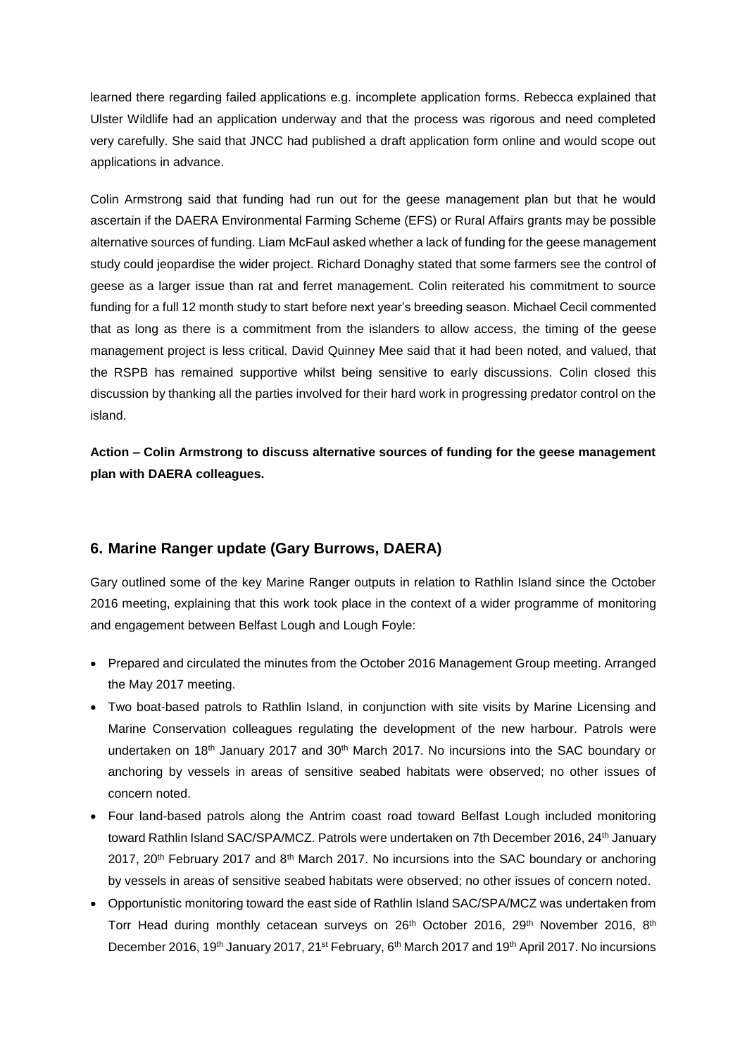learned there regarding failed applications e.g. incomplete application forms. Rebecca explained that Ulster Wildlife had an application underway and that the process was rigorous and need completed very carefully. She said that JNCC had published a draft application form online and would scope out applications in advance.

Colin Armstrong said that funding had run out for the geese management plan but that he would ascertain if the DAERA Environmental Farming Scheme (EFS) or Rural Affairs grants may be possible alternative sources of funding. Liam McFaul asked whether a lack of funding for the geese management study could jeopardise the wider project. Richard Donaghy stated that some farmers see the control of geese as a larger issue than rat and ferret management. Colin reiterated his commitment to source funding for a full 12 month study to start before next year's breeding season. Michael Cecil commented that as long as there is a commitment from the islanders to allow access, the timing of the geese management project is less critical. David Quinney Mee said that it had been noted, and valued, that the RSPB has remained supportive whilst being sensitive to early discussions. Colin closed this discussion by thanking all the parties involved for their hard work in progressing predator control on the island.

**Action – Colin Armstrong to discuss alternative sources of funding for the geese management plan with DAERA colleagues.**

## 6. Marine Ranger update (Gary Burrows, DAERA)

Gary outlined some of the key Marine Ranger outputs in relation to Rathlin Island since the October 2016 meeting, explaining that this work took place in the context of a wider programme of monitoring and engagement between Belfast Lough and Lough Foyle:

- Prepared and circulated the minutes from the October 2016 Management Group meeting. Arranged the May 2017 meeting.
- Two boat-based patrols to Rathlin Island, in conjunction with site visits by Marine Licensing and Marine Conservation colleagues regulating the development of the new harbour. Patrols were undertaken on 18th January 2017 and 30th March 2017. No incursions into the SAC boundary or anchoring by vessels in areas of sensitive seabed habitats were observed; no other issues of concern noted.
- Four land-based patrols along the Antrim coast road toward Belfast Lough included monitoring toward Rathlin Island SAC/SPA/MCZ. Patrols were undertaken on 7th December 2016, 24th January 2017, 20th February 2017 and 8th March 2017. No incursions into the SAC boundary or anchoring by vessels in areas of sensitive seabed habitats were observed; no other issues of concern noted.
- Opportunistic monitoring toward the east side of Rathlin Island SAC/SPA/MCZ was undertaken from Torr Head during monthly cetacean surveys on 26th October 2016, 29th November 2016, 8th December 2016, 19th January 2017, 21st February, 6th March 2017 and 19th April 2017. No incursions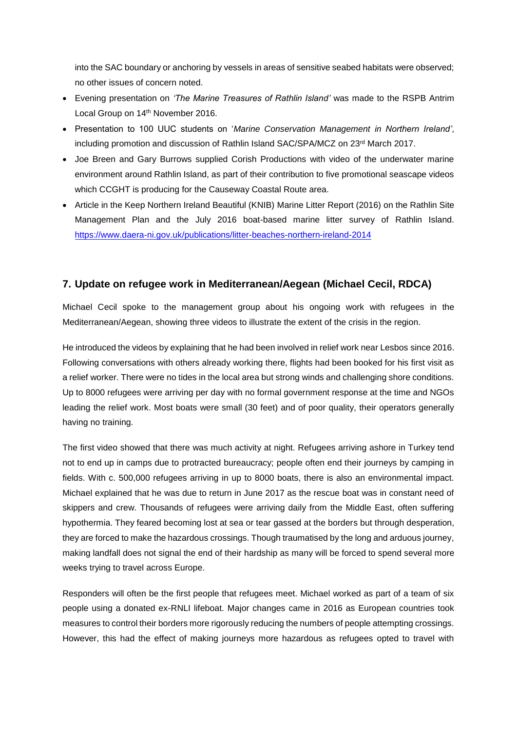into the SAC boundary or anchoring by vessels in areas of sensitive seabed habitats were observed; no other issues of concern noted.

- Evening presentation on *'The Marine Treasures of Rathlin Island'* was made to the RSPB Antrim Local Group on 14th November 2016.
- Presentation to 100 UUC students on '*Marine Conservation Management in Northern Ireland'*, including promotion and discussion of Rathlin Island SAC/SPA/MCZ on 23rd March 2017.
- Joe Breen and Gary Burrows supplied Corish Productions with video of the underwater marine environment around Rathlin Island, as part of their contribution to five promotional seascape videos which CCGHT is producing for the Causeway Coastal Route area.
- Article in the Keep Northern Ireland Beautiful (KNIB) Marine Litter Report (2016) on the Rathlin Site Management Plan and the July 2016 boat-based marine litter survey of Rathlin Island. https://www.daera-ni.gov.uk/publications/litter-beaches-northern-ireland-2014

## 7. Update on refugee work in Mediterranean/Aegean (Michael Cecil, RDCA)

Michael Cecil spoke to the management group about his ongoing work with refugees in the Mediterranean/Aegean, showing three videos to illustrate the extent of the crisis in the region.

He introduced the videos by explaining that he had been involved in relief work near Lesbos since 2016. Following conversations with others already working there, flights had been booked for his first visit as a relief worker. There were no tides in the local area but strong winds and challenging shore conditions. Up to 8000 refugees were arriving per day with no formal government response at the time and NGOs leading the relief work. Most boats were small (30 feet) and of poor quality, their operators generally having no training.

The first video showed that there was much activity at night. Refugees arriving ashore in Turkey tend not to end up in camps due to protracted bureaucracy; people often end their journeys by camping in fields. With c. 500,000 refugees arriving in up to 8000 boats, there is also an environmental impact. Michael explained that he was due to return in June 2017 as the rescue boat was in constant need of skippers and crew. Thousands of refugees were arriving daily from the Middle East, often suffering hypothermia. They feared becoming lost at sea or tear gassed at the borders but through desperation, they are forced to make the hazardous crossings. Though traumatised by the long and arduous journey, making landfall does not signal the end of their hardship as many will be forced to spend several more weeks trying to travel across Europe.

Responders will often be the first people that refugees meet. Michael worked as part of a team of six people using a donated ex-RNLI lifeboat. Major changes came in 2016 as European countries took measures to control their borders more rigorously reducing the numbers of people attempting crossings. However, this had the effect of making journeys more hazardous as refugees opted to travel with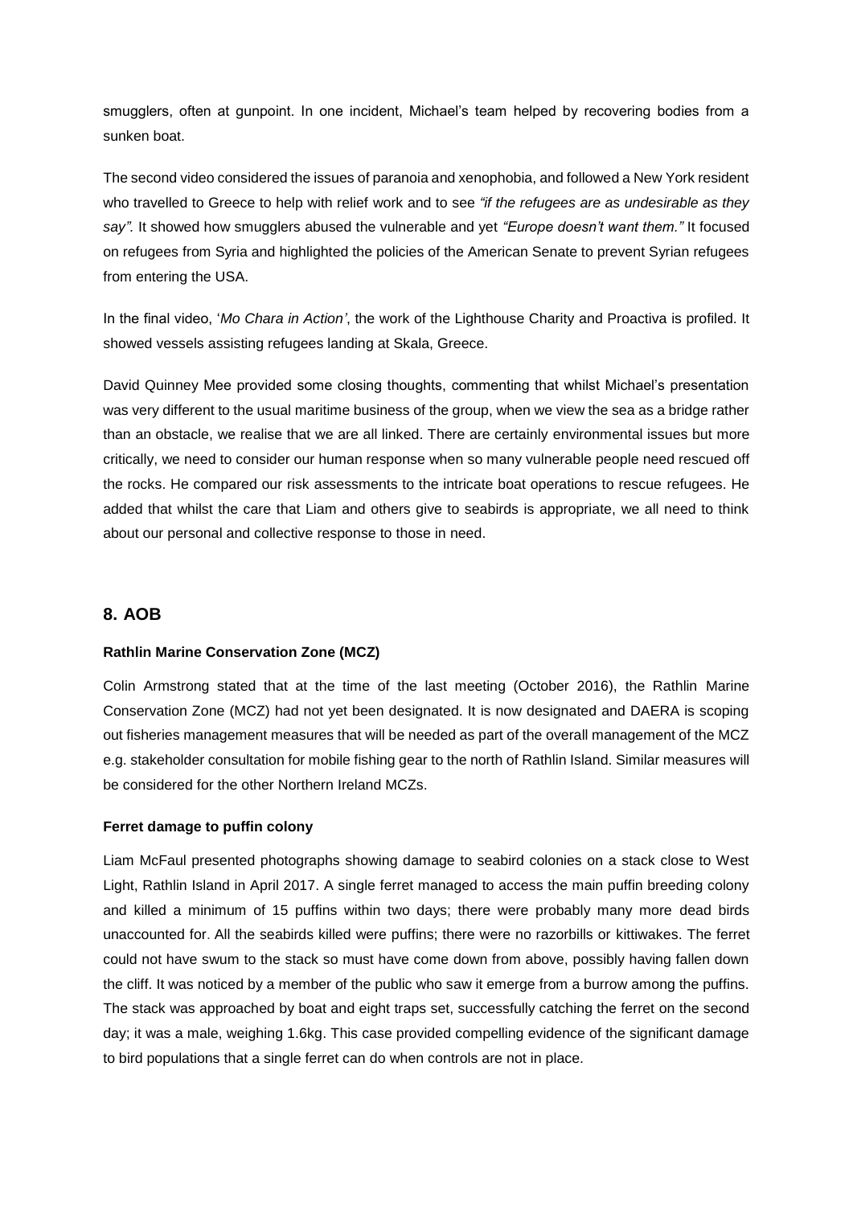smugglers, often at gunpoint. In one incident, Michael's team helped by recovering bodies from a sunken boat.

The second video considered the issues of paranoia and xenophobia, and followed a New York resident who travelled to Greece to help with relief work and to see *"if the refugees are as undesirable as they say".* It showed how smugglers abused the vulnerable and yet *"Europe doesn't want them."* It focused on refugees from Syria and highlighted the policies of the American Senate to prevent Syrian refugees from entering the USA.

In the final video, '*Mo Chara in Action'*, the work of the Lighthouse Charity and Proactiva is profiled. It showed vessels assisting refugees landing at Skala, Greece.

David Quinney Mee provided some closing thoughts, commenting that whilst Michael's presentation was very different to the usual maritime business of the group, when we view the sea as a bridge rather than an obstacle, we realise that we are all linked. There are certainly environmental issues but more critically, we need to consider our human response when so many vulnerable people need rescued off the rocks. He compared our risk assessments to the intricate boat operations to rescue refugees. He added that whilst the care that Liam and others give to seabirds is appropriate, we all need to think about our personal and collective response to those in need.

## 8. AOB

**Rathlin Marine Conservation Zone (MCZ)**

Colin Armstrong stated that at the time of the last meeting (October 2016), the Rathlin Marine Conservation Zone (MCZ) had not yet been designated. It is now designated and DAERA is scoping out fisheries management measures that will be needed as part of the overall management of the MCZ e.g. stakeholder consultation for mobile fishing gear to the north of Rathlin Island. Similar measures will be considered for the other Northern Ireland MCZs.

**Ferret damage to puffin colony**

Liam McFaul presented photographs showing damage to seabird colonies on a stack close to West Light, Rathlin Island in April 2017. A single ferret managed to access the main puffin breeding colony and killed a minimum of 15 puffins within two days; there were probably many more dead birds unaccounted for. All the seabirds killed were puffins; there were no razorbills or kittiwakes. The ferret could not have swum to the stack so must have come down from above, possibly having fallen down the cliff. It was noticed by a member of the public who saw it emerge from a burrow among the puffins. The stack was approached by boat and eight traps set, successfully catching the ferret on the second day; it was a male, weighing 1.6kg. This case provided compelling evidence of the significant damage to bird populations that a single ferret can do when controls are not in place.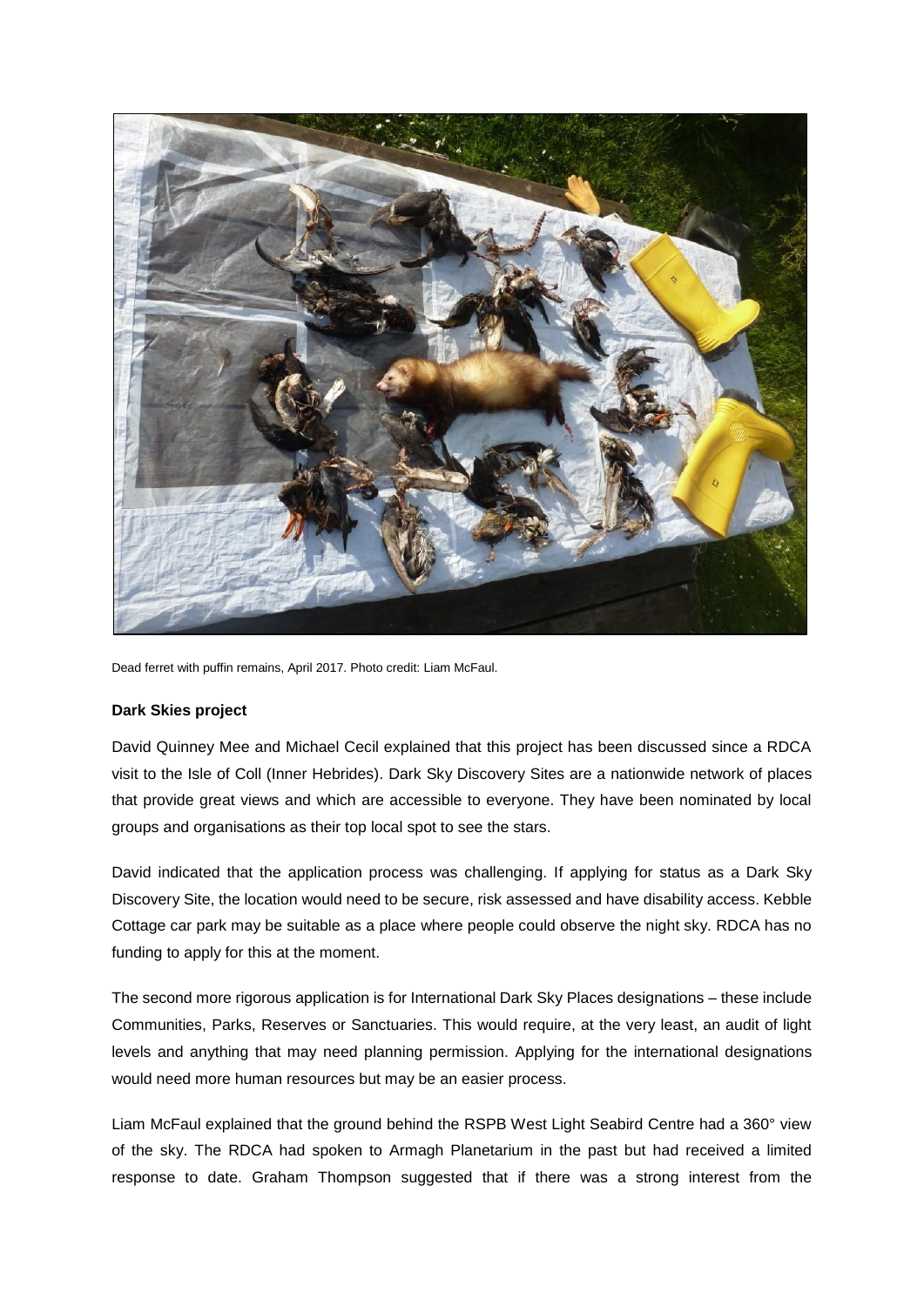Dead ferret with puffin remains, April 2017. Photo credit: Liam McFaul.

**Dark Skies project**

David Quinney Mee and Michael Cecil explained that this project has been discussed since a RDCA visit to the Isle of Coll (Inner Hebrides). Dark Sky Discovery Sites are a nationwide network of places that provide great views and which are accessible to everyone. They have been nominated by local groups and organisations as their top local spot to see the stars.

David indicated that the application process was challenging. If applying for status as a Dark Sky Discovery Site, the location would need to be secure, risk assessed and have disability access. Kebble Cottage car park may be suitable as a place where people could observe the night sky. RDCA has no funding to apply for this at the moment.

The second more rigorous application is for International Dark Sky Places designations – these include Communities, Parks, Reserves or Sanctuaries. This would require, at the very least, an audit of light levels and anything that may need planning permission. Applying for the international designations would need more human resources but may be an easier process.

Liam McFaul explained that the ground behind the RSPB West Light Seabird Centre had a 360° view of the sky. The RDCA had spoken to Armagh Planetarium in the past but had received a limited response to date. Graham Thompson suggested that if there was a strong interest from the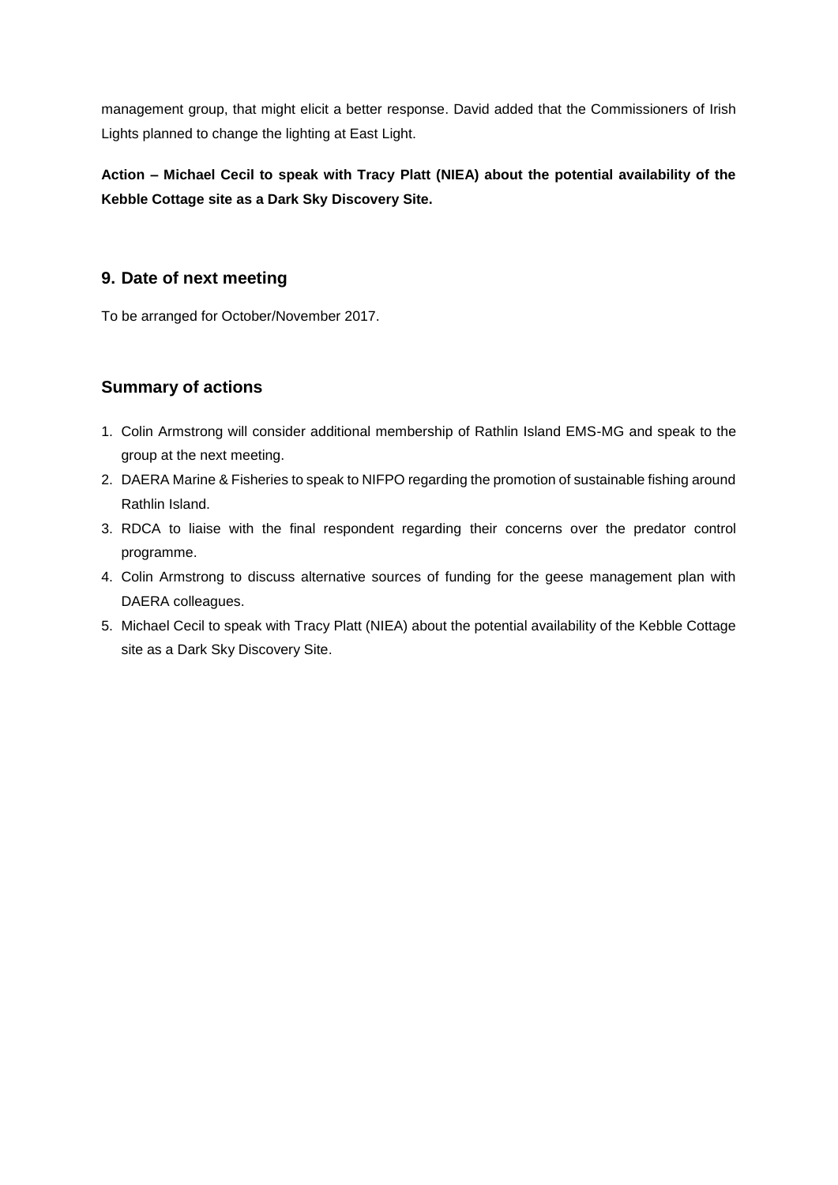management group, that might elicit a better response. David added that the Commissioners of Irish Lights planned to change the lighting at East Light.

**Action – Michael Cecil to speak with Tracy Platt (NIEA) about the potential availability of the Kebble Cottage site as a Dark Sky Discovery Site.**

## 9. Date of next meeting

To be arranged for October/November 2017.

## Summary of actions

1. Colin Armstrong will consider additional membership of Rathlin Island EMS-MG and speak to the group at the next meeting.
2. DAERA Marine & Fisheries to speak to NIFPO regarding the promotion of sustainable fishing around Rathlin Island.
3. RDCA to liaise with the final respondent regarding their concerns over the predator control programme.
4. Colin Armstrong to discuss alternative sources of funding for the geese management plan with DAERA colleagues.
5. Michael Cecil to speak with Tracy Platt (NIEA) about the potential availability of the Kebble Cottage site as a Dark Sky Discovery Site.